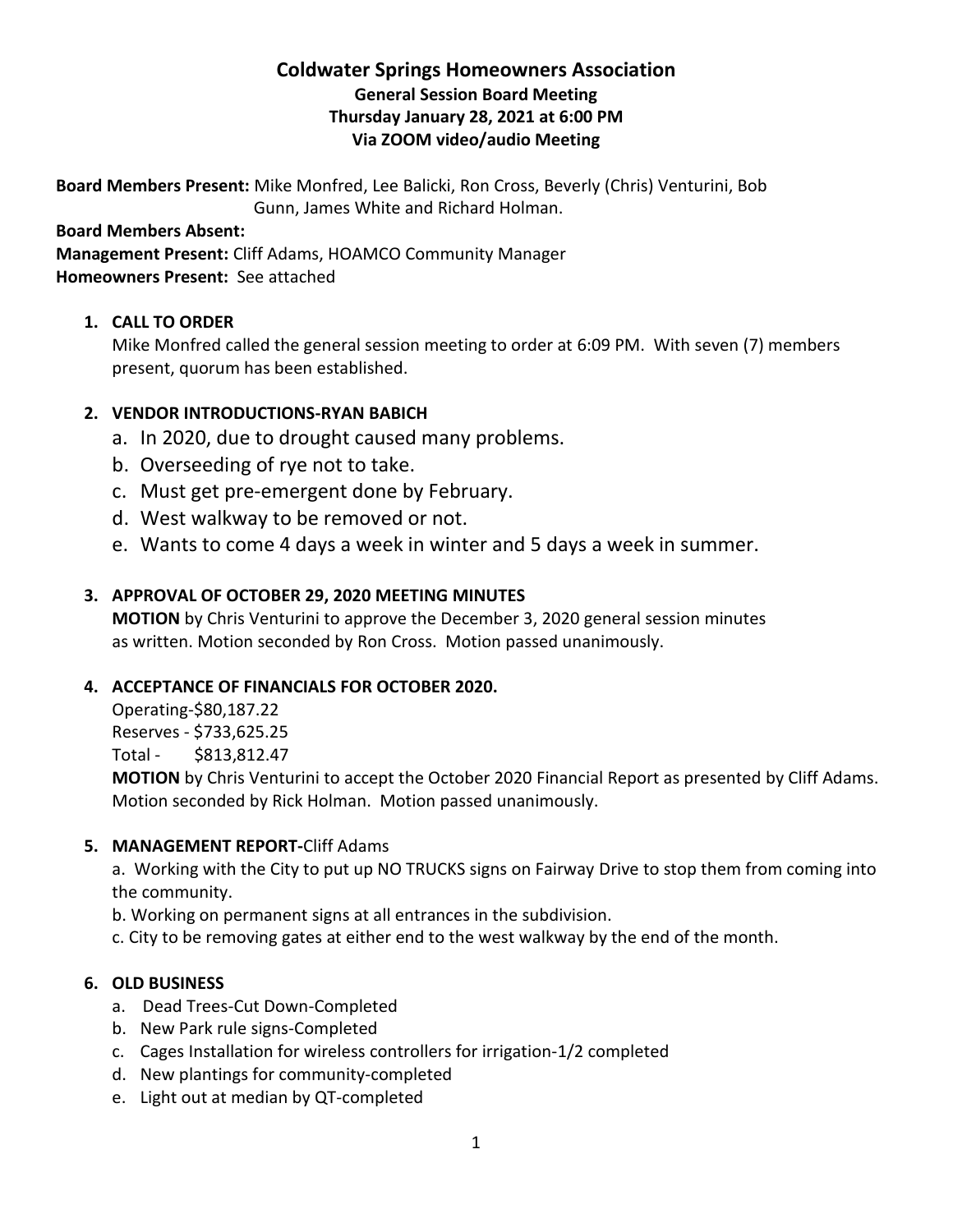# Coldwater Springs Homeowners Association

## General Session Board Meeting

## Thursday January 28, 2021 at 6:00 PM

## Via ZOOM video/audio Meeting

**Board Members Present:** Mike Monfred, Lee Balicki, Ron Cross, Beverly (Chris) Venturini, Bob Gunn, James White and Richard Holman.

**Board Members Absent:**

**Management Present:** Cliff Adams, HOAMCO Community Manager

**Homeowners Present:** See attached

1. **CALL TO ORDER**

   Mike Monfred called the general session meeting to order at 6:09 PM. With seven (7) members present, quorum has been established.

2. **VENDOR INTRODUCTIONS-RYAN BABICH**
   a. In 2020, due to drought caused many problems.
   b. Overseeding of rye not to take.
   c. Must get pre-emergent done by February.
   d. West walkway to be removed or not.
   e. Wants to come 4 days a week in winter and 5 days a week in summer.

3. **APPROVAL OF OCTOBER 29, 2020 MEETING MINUTES**

   **MOTION** by Chris Venturini to approve the December 3, 2020 general session minutes as written. Motion seconded by Ron Cross. Motion passed unanimously.

4. **ACCEPTANCE OF FINANCIALS FOR OCTOBER 2020.**

   Operating-$80,187.22
   Reserves - $733,625.25
   Total - $813,812.47

   **MOTION** by Chris Venturini to accept the October 2020 Financial Report as presented by Cliff Adams. Motion seconded by Rick Holman. Motion passed unanimously.

5. **MANAGEMENT REPORT-**Cliff Adams

   a. Working with the City to put up NO TRUCKS signs on Fairway Drive to stop them from coming into the community.
   b. Working on permanent signs at all entrances in the subdivision.
   c. City to be removing gates at either end to the west walkway by the end of the month.

6. **OLD BUSINESS**
   a. Dead Trees-Cut Down-Completed
   b. New Park rule signs-Completed
   c. Cages Installation for wireless controllers for irrigation-1/2 completed
   d. New plantings for community-completed
   e. Light out at median by QT-completed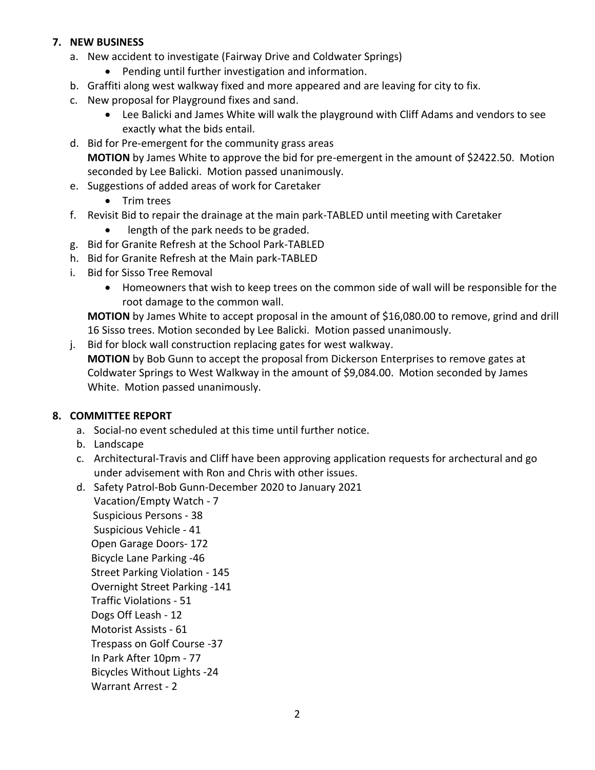## 7. NEW BUSINESS

a. New accident to investigate (Fairway Drive and Coldwater Springs)
   - Pending until further investigation and information.

b. Graffiti along west walkway fixed and more appeared and are leaving for city to fix.

c. New proposal for Playground fixes and sand.
   - Lee Balicki and James White will walk the playground with Cliff Adams and vendors to see exactly what the bids entail.

d. Bid for Pre-emergent for the community grass areas
   **MOTION** by James White to approve the bid for pre-emergent in the amount of $2422.50. Motion seconded by Lee Balicki. Motion passed unanimously.

e. Suggestions of added areas of work for Caretaker
   - Trim trees

f. Revisit Bid to repair the drainage at the main park-TABLED until meeting with Caretaker
   - length of the park needs to be graded.

g. Bid for Granite Refresh at the School Park-TABLED

h. Bid for Granite Refresh at the Main park-TABLED

i. Bid for Sisso Tree Removal
   - Homeowners that wish to keep trees on the common side of wall will be responsible for the root damage to the common wall.

   **MOTION** by James White to accept proposal in the amount of $16,080.00 to remove, grind and drill 16 Sisso trees. Motion seconded by Lee Balicki. Motion passed unanimously.

j. Bid for block wall construction replacing gates for west walkway.
   **MOTION** by Bob Gunn to accept the proposal from Dickerson Enterprises to remove gates at Coldwater Springs to West Walkway in the amount of $9,084.00. Motion seconded by James White. Motion passed unanimously.

## 8. COMMITTEE REPORT

a. Social-no event scheduled at this time until further notice.

b. Landscape

c. Architectural-Travis and Cliff have been approving application requests for archectural and go under advisement with Ron and Chris with other issues.

d. Safety Patrol-Bob Gunn-December 2020 to January 2021
   Vacation/Empty Watch - 7
   Suspicious Persons - 38
   Suspicious Vehicle - 41
   Open Garage Doors- 172
   Bicycle Lane Parking -46
   Street Parking Violation - 145
   Overnight Street Parking -141
   Traffic Violations - 51
   Dogs Off Leash - 12
   Motorist Assists - 61
   Trespass on Golf Course -37
   In Park After 10pm - 77
   Bicycles Without Lights -24
   Warrant Arrest - 2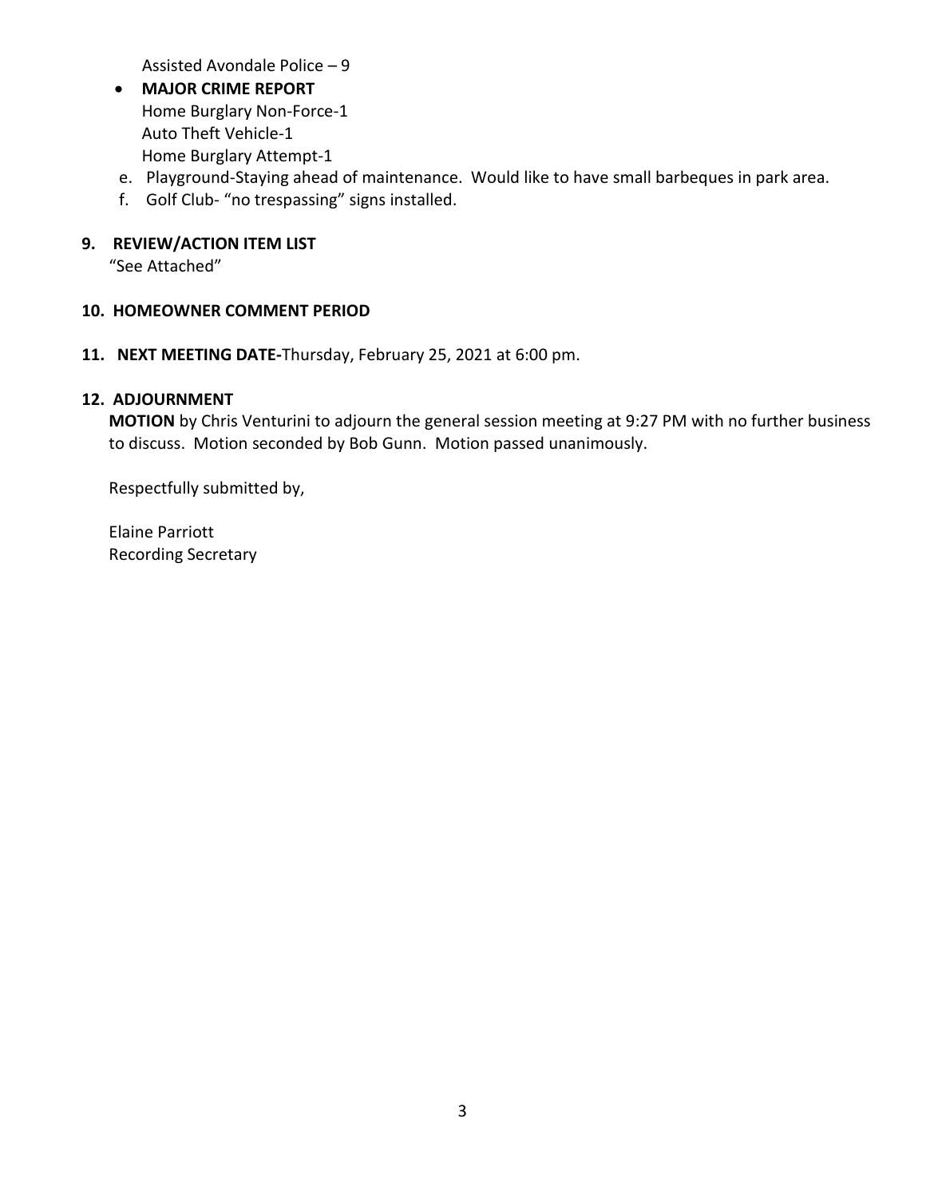Assisted Avondale Police – 9

- **MAJOR CRIME REPORT**
  Home Burglary Non-Force-1
  Auto Theft Vehicle-1
  Home Burglary Attempt-1

e. Playground-Staying ahead of maintenance. Would like to have small barbeques in park area.

f. Golf Club- "no trespassing" signs installed.

**9. REVIEW/ACTION ITEM LIST**

"See Attached"

**10. HOMEOWNER COMMENT PERIOD**

**11. NEXT MEETING DATE-**Thursday, February 25, 2021 at 6:00 pm.

**12. ADJOURNMENT**

**MOTION** by Chris Venturini to adjourn the general session meeting at 9:27 PM with no further business to discuss. Motion seconded by Bob Gunn. Motion passed unanimously.

Respectfully submitted by,

Elaine Parriott
Recording Secretary